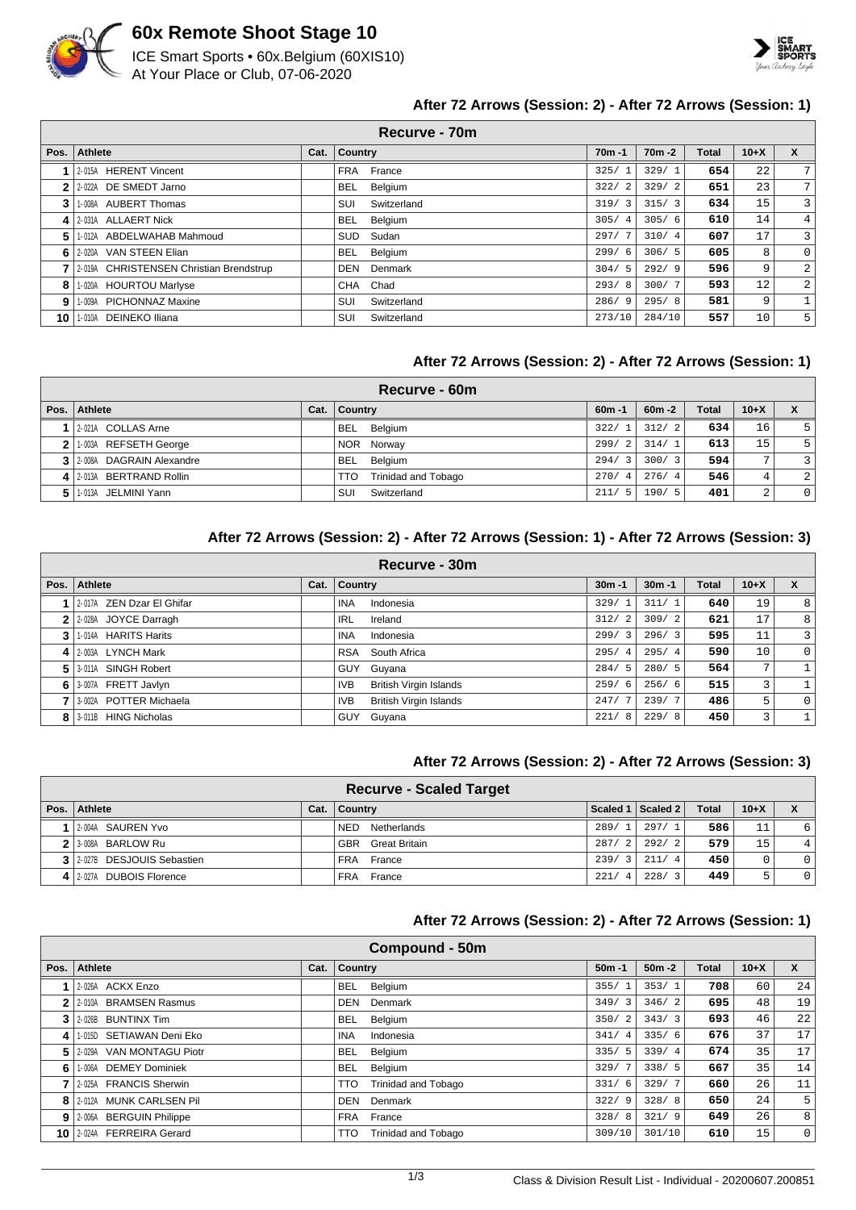# 60x Remote Shoot Stage 10

ICE Smart Sports • 60x.Belgium (60XIS10)
At Your Place or Club, 07-06-2020

### After 72 Arrows (Session: 2) - After 72 Arrows (Session: 1)

**Recurve - 70m**

| Pos. | Athlete | Cat. | Country | 70m -1 | 70m -2 | Total | 10+X | X |
|---|---|---|---|---|---|---|---|---|
| 1 | 2-015A HERENT Vincent | | FRA France | 325/ 1 | 329/ 1 | 654 | 22 | 7 |
| 2 | 2-022A DE SMEDT Jarno | | BEL Belgium | 322/ 2 | 329/ 2 | 651 | 23 | 7 |
| 3 | 1-008A AUBERT Thomas | | SUI Switzerland | 319/ 3 | 315/ 3 | 634 | 15 | 3 |
| 4 | 2-031A ALLAERT Nick | | BEL Belgium | 305/ 4 | 305/ 6 | 610 | 14 | 4 |
| 5 | 1-012A ABDELWAHAB Mahmoud | | SUD Sudan | 297/ 7 | 310/ 4 | 607 | 17 | 3 |
| 6 | 2-020A VAN STEEN Elian | | BEL Belgium | 299/ 6 | 306/ 5 | 605 | 8 | 0 |
| 7 | 2-019A CHRISTENSEN Christian Brendstrup | | DEN Denmark | 304/ 5 | 292/ 9 | 596 | 9 | 2 |
| 8 | 1-020A HOURTOU Marlyse | | CHA Chad | 293/ 8 | 300/ 7 | 593 | 12 | 2 |
| 9 | 1-009A PICHONNAZ Maxine | | SUI Switzerland | 286/ 9 | 295/ 8 | 581 | 9 | 1 |
| 10 | 1-010A DEINEKO Iliana | | SUI Switzerland | 273/10 | 284/10 | 557 | 10 | 5 |

### After 72 Arrows (Session: 2) - After 72 Arrows (Session: 1)

**Recurve - 60m**

| Pos. | Athlete | Cat. | Country | 60m -1 | 60m -2 | Total | 10+X | X |
|---|---|---|---|---|---|---|---|---|
| 1 | 2-021A COLLAS Arne | | BEL Belgium | 322/ 1 | 312/ 2 | 634 | 16 | 5 |
| 2 | 1-003A REFSETH George | | NOR Norway | 299/ 2 | 314/ 1 | 613 | 15 | 5 |
| 3 | 2-008A DAGRAIN Alexandre | | BEL Belgium | 294/ 3 | 300/ 3 | 594 | 7 | 3 |
| 4 | 2-013A BERTRAND Rollin | | TTO Trinidad and Tobago | 270/ 4 | 276/ 4 | 546 | 4 | 2 |
| 5 | 1-013A JELMINI Yann | | SUI Switzerland | 211/ 5 | 190/ 5 | 401 | 2 | 0 |

### After 72 Arrows (Session: 2) - After 72 Arrows (Session: 1) - After 72 Arrows (Session: 3)

**Recurve - 30m**

| Pos. | Athlete | Cat. | Country | 30m -1 | 30m -1 | Total | 10+X | X |
|---|---|---|---|---|---|---|---|---|
| 1 | 2-017A ZEN Dzar El Ghifar | | INA Indonesia | 329/ 1 | 311/ 1 | 640 | 19 | 8 |
| 2 | 2-028A JOYCE Darragh | | IRL Ireland | 312/ 2 | 309/ 2 | 621 | 17 | 8 |
| 3 | 1-014A HARITS Harits | | INA Indonesia | 299/ 3 | 296/ 3 | 595 | 11 | 3 |
| 4 | 2-003A LYNCH Mark | | RSA South Africa | 295/ 4 | 295/ 4 | 590 | 10 | 0 |
| 5 | 3-011A SINGH Robert | | GUY Guyana | 284/ 5 | 280/ 5 | 564 | 7 | 1 |
| 6 | 3-007A FRETT Javlyn | | IVB British Virgin Islands | 259/ 6 | 256/ 6 | 515 | 3 | 1 |
| 7 | 3-002A POTTER Michaela | | IVB British Virgin Islands | 247/ 7 | 239/ 7 | 486 | 5 | 0 |
| 8 | 3-011B HING Nicholas | | GUY Guyana | 221/ 8 | 229/ 8 | 450 | 3 | 1 |

### After 72 Arrows (Session: 2) - After 72 Arrows (Session: 3)

**Recurve - Scaled Target**

| Pos. | Athlete | Cat. | Country | Scaled 1 | Scaled 2 | Total | 10+X | X |
|---|---|---|---|---|---|---|---|---|
| 1 | 2-004A SAUREN Yvo | | NED Netherlands | 289/ 1 | 297/ 1 | 586 | 11 | 6 |
| 2 | 3-008A BARLOW Ru | | GBR Great Britain | 287/ 2 | 292/ 2 | 579 | 15 | 4 |
| 3 | 2-027B DESJOUIS Sebastien | | FRA France | 239/ 3 | 211/ 4 | 450 | 0 | 0 |
| 4 | 2-027A DUBOIS Florence | | FRA France | 221/ 4 | 228/ 3 | 449 | 5 | 0 |

### After 72 Arrows (Session: 2) - After 72 Arrows (Session: 1)

**Compound - 50m**

| Pos. | Athlete | Cat. | Country | 50m -1 | 50m -2 | Total | 10+X | X |
|---|---|---|---|---|---|---|---|---|
| 1 | 2-026A ACKX Enzo | | BEL Belgium | 355/ 1 | 353/ 1 | 708 | 60 | 24 |
| 2 | 2-010A BRAMSEN Rasmus | | DEN Denmark | 349/ 3 | 346/ 2 | 695 | 48 | 19 |
| 3 | 2-026B BUNTINX Tim | | BEL Belgium | 350/ 2 | 343/ 3 | 693 | 46 | 22 |
| 4 | 1-015D SETIAWAN Deni Eko | | INA Indonesia | 341/ 4 | 335/ 6 | 676 | 37 | 17 |
| 5 | 2-029A VAN MONTAGU Piotr | | BEL Belgium | 335/ 5 | 339/ 4 | 674 | 35 | 17 |
| 6 | 1-006A DEMEY Dominiek | | BEL Belgium | 329/ 7 | 338/ 5 | 667 | 35 | 14 |
| 7 | 2-025A FRANCIS Sherwin | | TTO Trinidad and Tobago | 331/ 6 | 329/ 7 | 660 | 26 | 11 |
| 8 | 2-012A MUNK CARLSEN Pil | | DEN Denmark | 322/ 9 | 328/ 8 | 650 | 24 | 5 |
| 9 | 2-006A BERGUIN Philippe | | FRA France | 328/ 8 | 321/ 9 | 649 | 26 | 8 |
| 10 | 2-024A FERREIRA Gerard | | TTO Trinidad and Tobago | 309/10 | 301/10 | 610 | 15 | 0 |

Class & Division Result List - Individual - 20200607.200851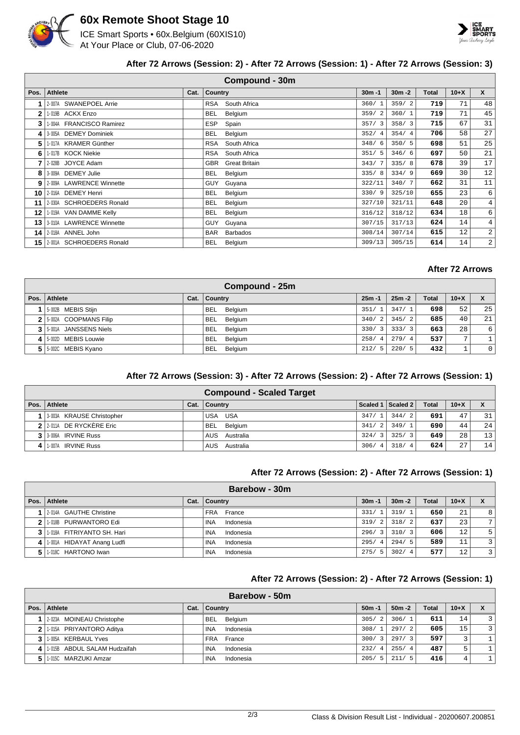# 60x Remote Shoot Stage 10

ICE Smart Sports • 60x.Belgium (60XIS10)
At Your Place or Club, 07-06-2020

### After 72 Arrows (Session: 2) - After 72 Arrows (Session: 1) - After 72 Arrows (Session: 3)

| Compound - 30m | | | | | | | | |
|---|---|---|---|---|---|---|---|---|
| Pos. | Athlete | Cat. | Country | 30m -1 | 30m -2 | Total | 10+X | X |
| 1 | 2-007A SWANEPOEL Arrie | | RSA South Africa | 360/ 1 | 359/ 2 | 719 | 71 | 48 |
| 2 | 1-019B ACKX Enzo | | BEL Belgium | 359/ 2 | 360/ 1 | 719 | 71 | 45 |
| 3 | 1-004A FRANCISCO Ramirez | | ESP Spain | 357/ 3 | 358/ 3 | 715 | 67 | 31 |
| 4 | 3-005A DEMEY Dominiek | | BEL Belgium | 352/ 4 | 354/ 4 | 706 | 58 | 27 |
| 5 | 1-017A KRAMER Günther | | RSA South Africa | 348/ 6 | 350/ 5 | 698 | 51 | 25 |
| 6 | 1-017B KOCK Niekie | | RSA South Africa | 351/ 5 | 346/ 6 | 697 | 50 | 21 |
| 7 | 2-028B JOYCE Adam | | GBR Great Britain | 343/ 7 | 335/ 8 | 678 | 39 | 17 |
| 8 | 3-009A DEMEY Julie | | BEL Belgium | 335/ 8 | 334/ 9 | 669 | 30 | 12 |
| 9 | 2-009A LAWRENCE Winnette | | GUY Guyana | 322/11 | 340/ 7 | 662 | 31 | 11 |
| 10 | 2-016A DEMEY Henri | | BEL Belgium | 330/ 9 | 325/10 | 655 | 23 | 6 |
| 11 | 2-030A SCHROEDERS Ronald | | BEL Belgium | 327/10 | 321/11 | 648 | 20 | 4 |
| 12 | 1-019A VAN DAMME Kelly | | BEL Belgium | 316/12 | 318/12 | 634 | 18 | 6 |
| 13 | 3-010A LAWRENCE Winnette | | GUY Guyana | 307/15 | 317/13 | 624 | 14 | 4 |
| 14 | 2-018A ANNEL John | | BAR Barbados | 308/14 | 307/14 | 615 | 12 | 2 |
| 15 | 2-001A SCHROEDERS Ronald | | BEL Belgium | 309/13 | 305/15 | 614 | 14 | 2 |

### After 72 Arrows

| Compound - 25m | | | | | | | | |
|---|---|---|---|---|---|---|---|---|
| Pos. | Athlete | Cat. | Country | 25m -1 | 25m -2 | Total | 10+X | X |
| 1 | 5-002B MEBIS Stijn | | BEL Belgium | 351/ 1 | 347/ 1 | 698 | 52 | 25 |
| 2 | 5-002A COOPMANS Filip | | BEL Belgium | 340/ 2 | 345/ 2 | 685 | 40 | 21 |
| 3 | 5-001A JANSSENS Niels | | BEL Belgium | 330/ 3 | 333/ 3 | 663 | 28 | 6 |
| 4 | 5-002D MEBIS Louwie | | BEL Belgium | 258/ 4 | 279/ 4 | 537 | 7 | 1 |
| 5 | 5-002C MEBIS Kyano | | BEL Belgium | 212/ 5 | 220/ 5 | 432 | 1 | 0 |

### After 72 Arrows (Session: 3) - After 72 Arrows (Session: 2) - After 72 Arrows (Session: 1)

| Compound - Scaled Target | | | | | | | | |
|---|---|---|---|---|---|---|---|---|
| Pos. | Athlete | Cat. | Country | Scaled 1 | Scaled 2 | Total | 10+X | X |
| 1 | 3-003A KRAUSE Christopher | | USA USA | 347/ 1 | 344/ 2 | 691 | 47 | 31 |
| 2 | 2-011A DE RYCKÈRE Eric | | BEL Belgium | 341/ 2 | 349/ 1 | 690 | 44 | 24 |
| 3 | 3-006A IRVINE Russ | | AUS Australia | 324/ 3 | 325/ 3 | 649 | 28 | 13 |
| 4 | 1-007A IRVINE Russ | | AUS Australia | 306/ 4 | 318/ 4 | 624 | 27 | 14 |

### After 72 Arrows (Session: 2) - After 72 Arrows (Session: 1)

| Barebow - 30m | | | | | | | | |
|---|---|---|---|---|---|---|---|---|
| Pos. | Athlete | Cat. | Country | 30m -1 | 30m -2 | Total | 10+X | X |
| 1 | 2-014A GAUTHE Christine | | FRA France | 331/ 1 | 319/ 1 | 650 | 21 | 8 |
| 2 | 1-018B PURWANTORO Edi | | INA Indonesia | 319/ 2 | 318/ 2 | 637 | 23 | 7 |
| 3 | 1-018A FITRIYANTO SH. Hari | | INA Indonesia | 296/ 3 | 310/ 3 | 606 | 12 | 5 |
| 4 | 1-001A HIDAYAT Anang Ludfi | | INA Indonesia | 295/ 4 | 294/ 5 | 589 | 11 | 3 |
| 5 | 1-018C HARTONO Iwan | | INA Indonesia | 275/ 5 | 302/ 4 | 577 | 12 | 3 |

### After 72 Arrows (Session: 2) - After 72 Arrows (Session: 1)

| Barebow - 50m | | | | | | | | |
|---|---|---|---|---|---|---|---|---|
| Pos. | Athlete | Cat. | Country | 50m -1 | 50m -2 | Total | 10+X | X |
| 1 | 2-023A MOINEAU Christophe | | BEL Belgium | 305/ 2 | 306/ 1 | 611 | 14 | 3 |
| 2 | 1-015A PRIYANTORO Aditya | | INA Indonesia | 308/ 1 | 297/ 2 | 605 | 15 | 3 |
| 3 | 1-005A KERBAUL Yves | | FRA France | 300/ 3 | 297/ 3 | 597 | 3 | 1 |
| 4 | 1-015B ABDUL SALAM Hudzaifah | | INA Indonesia | 232/ 4 | 255/ 4 | 487 | 5 | 1 |
| 5 | 1-015C MARZUKI Amzar | | INA Indonesia | 205/ 5 | 211/ 5 | 416 | 4 | 1 |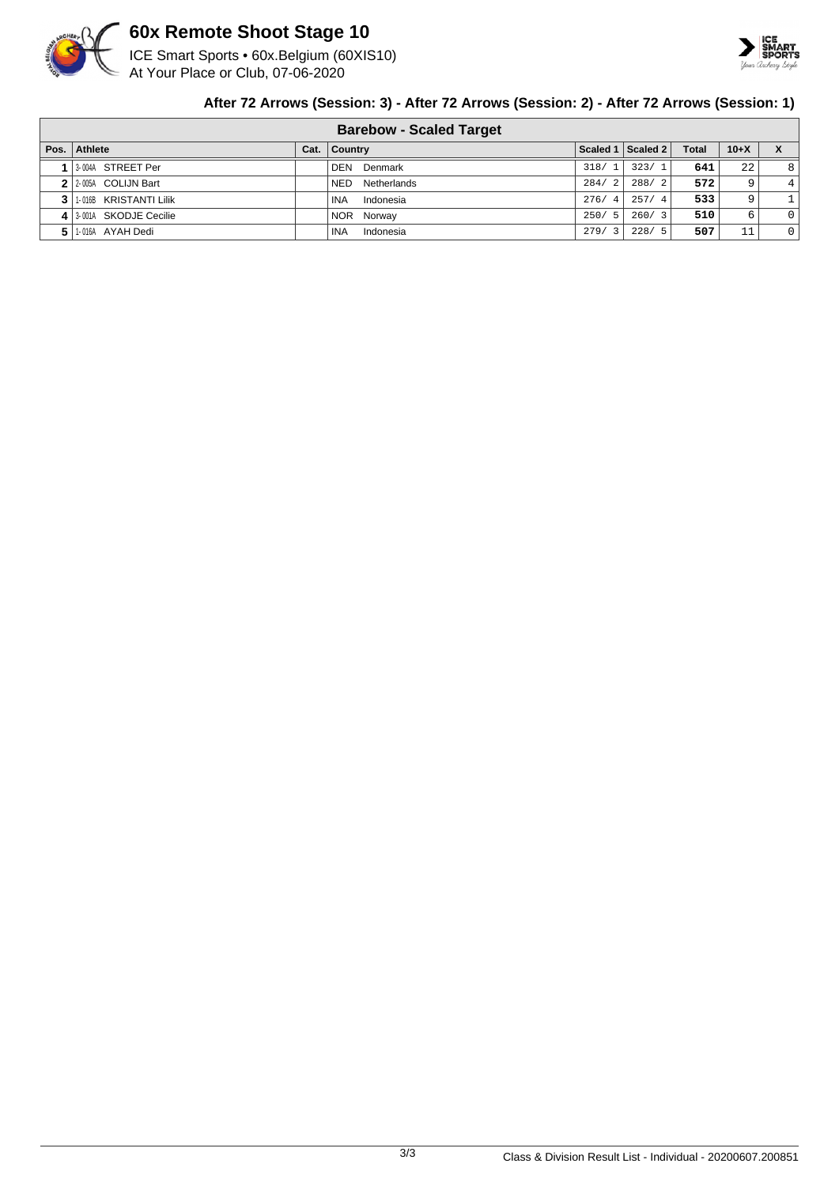# 60x Remote Shoot Stage 10

ICE Smart Sports • 60x.Belgium (60XIS10)
At Your Place or Club, 07-06-2020

### After 72 Arrows (Session: 3) - After 72 Arrows (Session: 2) - After 72 Arrows (Session: 1)

**Barebow - Scaled Target**

| Pos. | Athlete | Cat. | Country | Scaled 1 | Scaled 2 | Total | 10+X | X |
|---|---|---|---|---|---|---|---|---|
| 1 | 3-004A STREET Per | | DEN Denmark | 318/ 1 | 323/ 1 | 641 | 22 | 8 |
| 2 | 2-005A COLIJN Bart | | NED Netherlands | 284/ 2 | 288/ 2 | 572 | 9 | 4 |
| 3 | 1-016B KRISTANTI Lilik | | INA Indonesia | 276/ 4 | 257/ 4 | 533 | 9 | 1 |
| 4 | 3-001A SKODJE Cecilie | | NOR Norway | 250/ 5 | 260/ 3 | 510 | 6 | 0 |
| 5 | 1-016A AYAH Dedi | | INA Indonesia | 279/ 3 | 228/ 5 | 507 | 11 | 0 |

Class & Division Result List - Individual - 20200607.200851